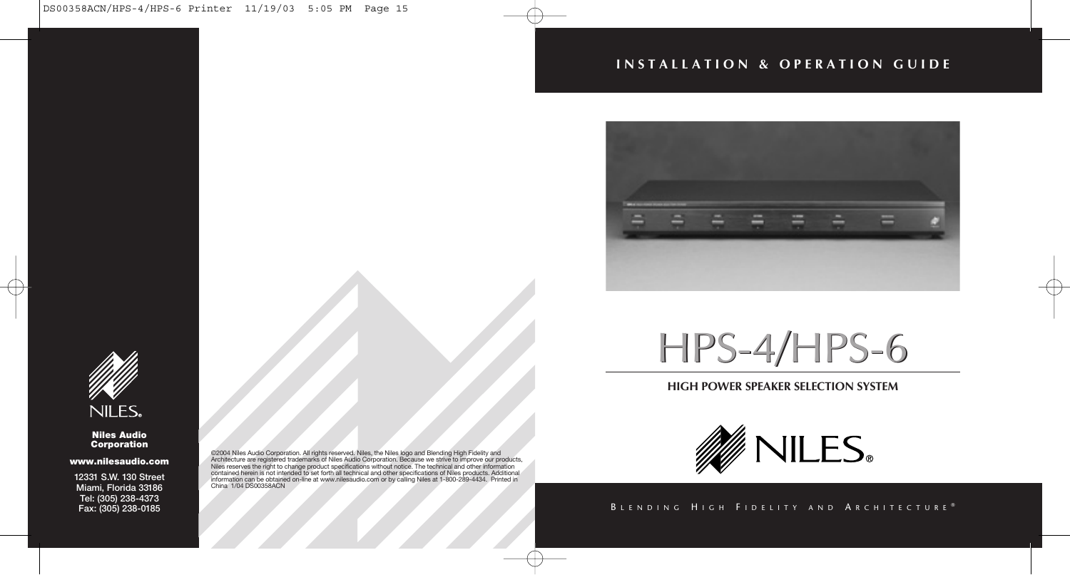# INSTALLATION & OPERATION GUIDE

# HPS-4/HPS-6

## HIGH POWER SPEAKER SELECTION SYSTEM

NILES®

BLENDING HIGH FIDELITY AND ARCHITECTURE®

NILES®

**Niles Audio Corporation**

**www.nilesaudio.com**

12331 S.W. 130 Street
Miami, Florida 33186
Tel: (305) 238-4373
Fax: (305) 238-0185

©2004 Niles Audio Corporation. All rights reserved. Niles, the Niles logo and Blending High Fidelity and Architecture are registered trademarks of Niles Audio Corporation. Because we strive to improve our products, Niles reserves the right to change product specifications without notice. The technical and other information contained herein is not intended to set forth all technical and other specifications of Niles products. Additional information can be obtained on-line at www.nilesaudio.com or by calling Niles at 1-800-289-4434. Printed in China 1/04 DS00358ACN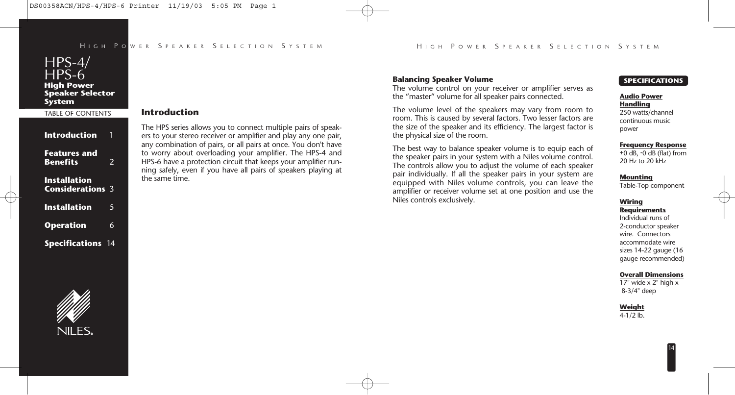# HPS-4/ HPS-6

**High Power Speaker Selector System**

TABLE OF CONTENTS

| | |
|---|---|
| **Introduction** | 1 |
| **Features and Benefits** | 2 |
| **Installation Considerations** | 3 |
| **Installation** | 5 |
| **Operation** | 6 |
| **Specifications** | 14 |

NILES®

## Introduction

The HPS series allows you to connect multiple pairs of speakers to your stereo receiver or amplifier and play any one pair, any combination of pairs, or all pairs at once. You don't have to worry about overloading your amplifier. The HPS-4 and HPS-6 have a protection circuit that keeps your amplifier running safely, even if you have all pairs of speakers playing at the same time.

### Balancing Speaker Volume

The volume control on your receiver or amplifier serves as the "master" volume for all speaker pairs connected.

The volume level of the speakers may vary from room to room. This is caused by several factors. Two lesser factors are the size of the speaker and its efficiency. The largest factor is the physical size of the room.

The best way to balance speaker volume is to equip each of the speaker pairs in your system with a Niles volume control. The controls allow you to adjust the volume of each speaker pair individually. If all the speaker pairs in your system are equipped with Niles volume controls, you can leave the amplifier or receiver volume set at one position and use the Niles controls exclusively.

## SPECIFICATIONS

**Audio Power Handling**
250 watts/channel continuous music power

**Frequency Response**
+0 dB, -0 dB (flat) from 20 Hz to 20 kHz

**Mounting**
Table-Top component

**Wiring Requirements**
Individual runs of 2-conductor speaker wire. Connectors accommodate wire sizes 14-22 gauge (16 gauge recommended)

**Overall Dimensions**
17" wide x 2" high x 8-3/4" deep

**Weight**
4-1/2 lb.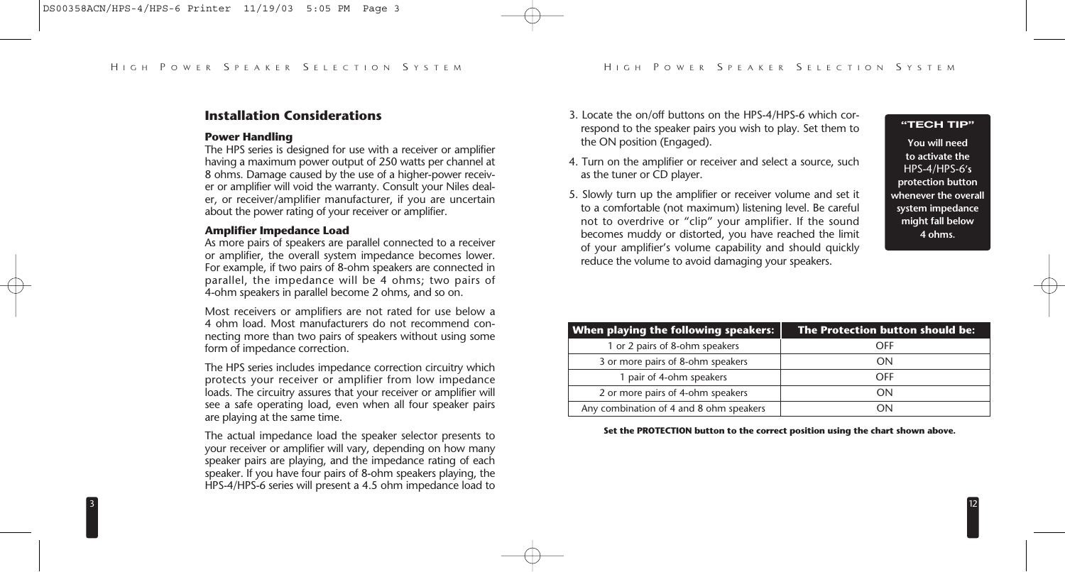## Installation Considerations

### Power Handling

The HPS series is designed for use with a receiver or amplifier having a maximum power output of 250 watts per channel at 8 ohms. Damage caused by the use of a higher-power receiver or amplifier will void the warranty. Consult your Niles dealer, or receiver/amplifier manufacturer, if you are uncertain about the power rating of your receiver or amplifier.

### Amplifier Impedance Load

As more pairs of speakers are parallel connected to a receiver or amplifier, the overall system impedance becomes lower. For example, if two pairs of 8-ohm speakers are connected in parallel, the impedance will be 4 ohms; two pairs of 4-ohm speakers in parallel become 2 ohms, and so on.

Most receivers or amplifiers are not rated for use below a 4 ohm load. Most manufacturers do not recommend connecting more than two pairs of speakers without using some form of impedance correction.

The HPS series includes impedance correction circuitry which protects your receiver or amplifier from low impedance loads. The circuitry assures that your receiver or amplifier will see a safe operating load, even when all four speaker pairs are playing at the same time.

The actual impedance load the speaker selector presents to your receiver or amplifier will vary, depending on how many speaker pairs are playing, and the impedance rating of each speaker. If you have four pairs of 8-ohm speakers playing, the HPS-4/HPS-6 series will present a 4.5 ohm impedance load to

3. Locate the on/off buttons on the HPS-4/HPS-6 which correspond to the speaker pairs you wish to play. Set them to the ON position (Engaged).
4. Turn on the amplifier or receiver and select a source, such as the tuner or CD player.
5. Slowly turn up the amplifier or receiver volume and set it to a comfortable (not maximum) listening level. Be careful not to overdrive or "clip" your amplifier. If the sound becomes muddy or distorted, you have reached the limit of your amplifier's volume capability and should quickly reduce the volume to avoid damaging your speakers.

**"TECH TIP"**

**You will need to activate the HPS-4/HPS-6's protection button whenever the overall system impedance might fall below 4 ohms.**

| When playing the following speakers: | The Protection button should be: |
| --- | --- |
| 1 or 2 pairs of 8-ohm speakers | OFF |
| 3 or more pairs of 8-ohm speakers | ON |
| 1 pair of 4-ohm speakers | OFF |
| 2 or more pairs of 4-ohm speakers | ON |
| Any combination of 4 and 8 ohm speakers | ON |

**Set the PROTECTION button to the correct position using the chart shown above.**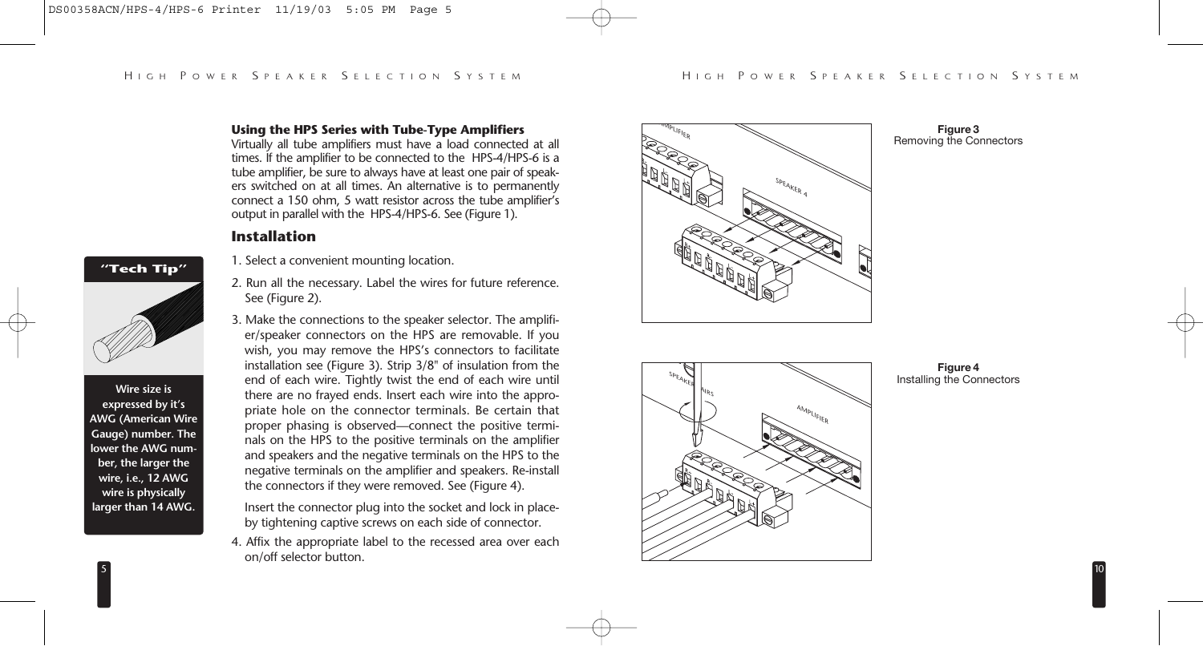### Using the HPS Series with Tube-Type Amplifiers

Virtually all tube amplifiers must have a load connected at all times. If the amplifier to be connected to the HPS-4/HPS-6 is a tube amplifier, be sure to always have at least one pair of speakers switched on at all times. An alternative is to permanently connect a 150 ohm, 5 watt resistor across the tube amplifier's output in parallel with the HPS-4/HPS-6. See (Figure 1).

## Installation

1. Select a convenient mounting location.
2. Run all the necessary. Label the wires for future reference. See (Figure 2).
3. Make the connections to the speaker selector. The amplifier/speaker connectors on the HPS are removable. If you wish, you may remove the HPS's connectors to facilitate installation see (Figure 3). Strip 3/8" of insulation from the end of each wire. Tightly twist the end of each wire until there are no frayed ends. Insert each wire into the appropriate hole on the connector terminals. Be certain that proper phasing is observed—connect the positive terminals on the HPS to the positive terminals on the amplifier and speakers and the negative terminals on the HPS to the negative terminals on the amplifier and speakers. Re-install the connectors if they were removed. See (Figure 4).

   Insert the connector plug into the socket and lock in place-by tightening captive screws on each side of connector.
4. Affix the appropriate label to the recessed area over each on/off selector button.

**"Tech Tip"**

**Wire size is expressed by it's AWG (American Wire Gauge) number. The lower the AWG number, the larger the wire, i.e., 12 AWG wire is physically larger than 14 AWG.**

**Figure 3**
Removing the Connectors

**Figure 4**
Installing the Connectors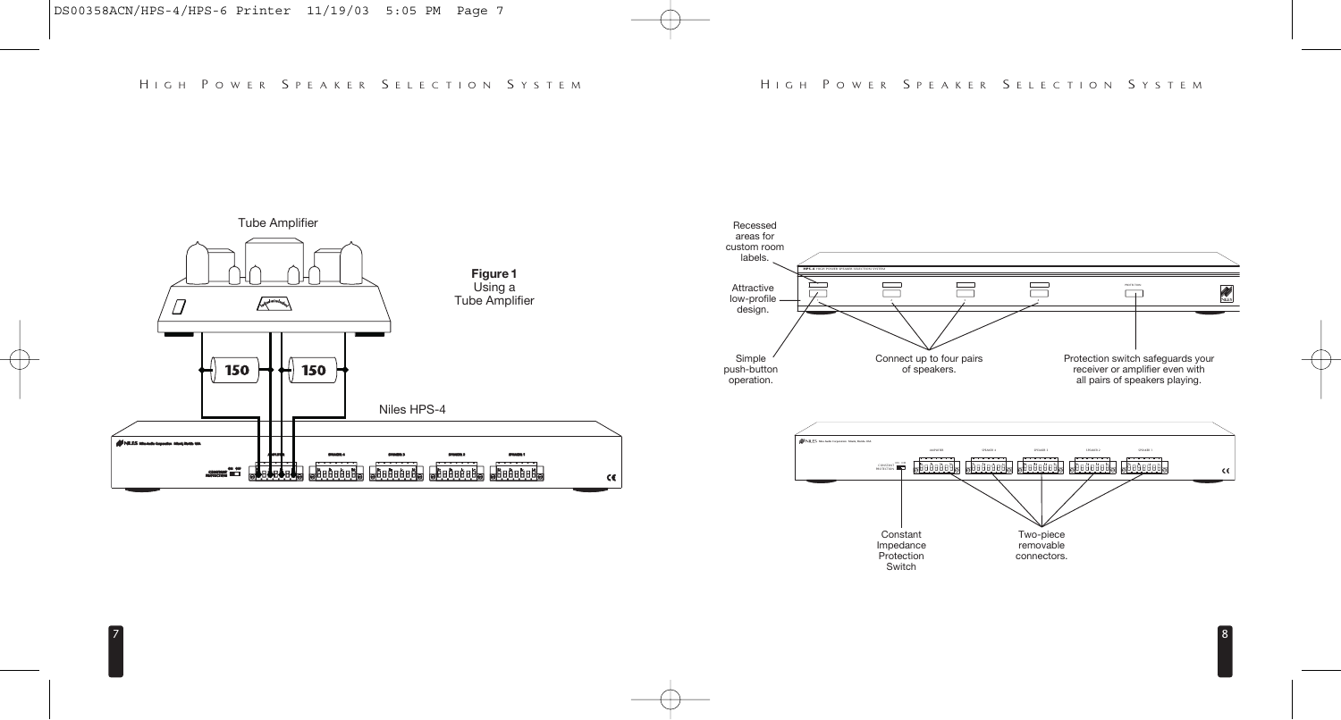**Figure 1**
Using a
Tube Amplifier

Tube Amplifier

150

150

Niles HPS-4

Recessed areas for custom room labels.

Attractive low-profile design.

Simple push-button operation.

Connect up to four pairs of speakers.

Protection switch safeguards your receiver or amplifier even with all pairs of speakers playing.

Constant Impedance Protection Switch

Two-piece removable connectors.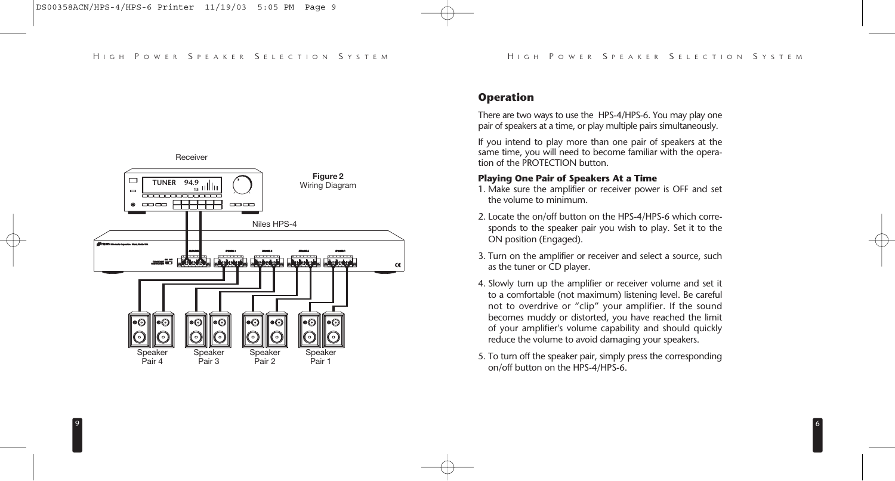Figure 2
Wiring Diagram

## Operation

There are two ways to use the HPS-4/HPS-6. You may play one pair of speakers at a time, or play multiple pairs simultaneously.

If you intend to play more than one pair of speakers at the same time, you will need to become familiar with the operation of the PROTECTION button.

### Playing One Pair of Speakers At a Time

1. Make sure the amplifier or receiver power is OFF and set the volume to minimum.
2. Locate the on/off button on the HPS-4/HPS-6 which corresponds to the speaker pair you wish to play. Set it to the ON position (Engaged).
3. Turn on the amplifier or receiver and select a source, such as the tuner or CD player.
4. Slowly turn up the amplifier or receiver volume and set it to a comfortable (not maximum) listening level. Be careful not to overdrive or "clip" your amplifier. If the sound becomes muddy or distorted, you have reached the limit of your amplifier's volume capability and should quickly reduce the volume to avoid damaging your speakers.
5. To turn off the speaker pair, simply press the corresponding on/off button on the HPS-4/HPS-6.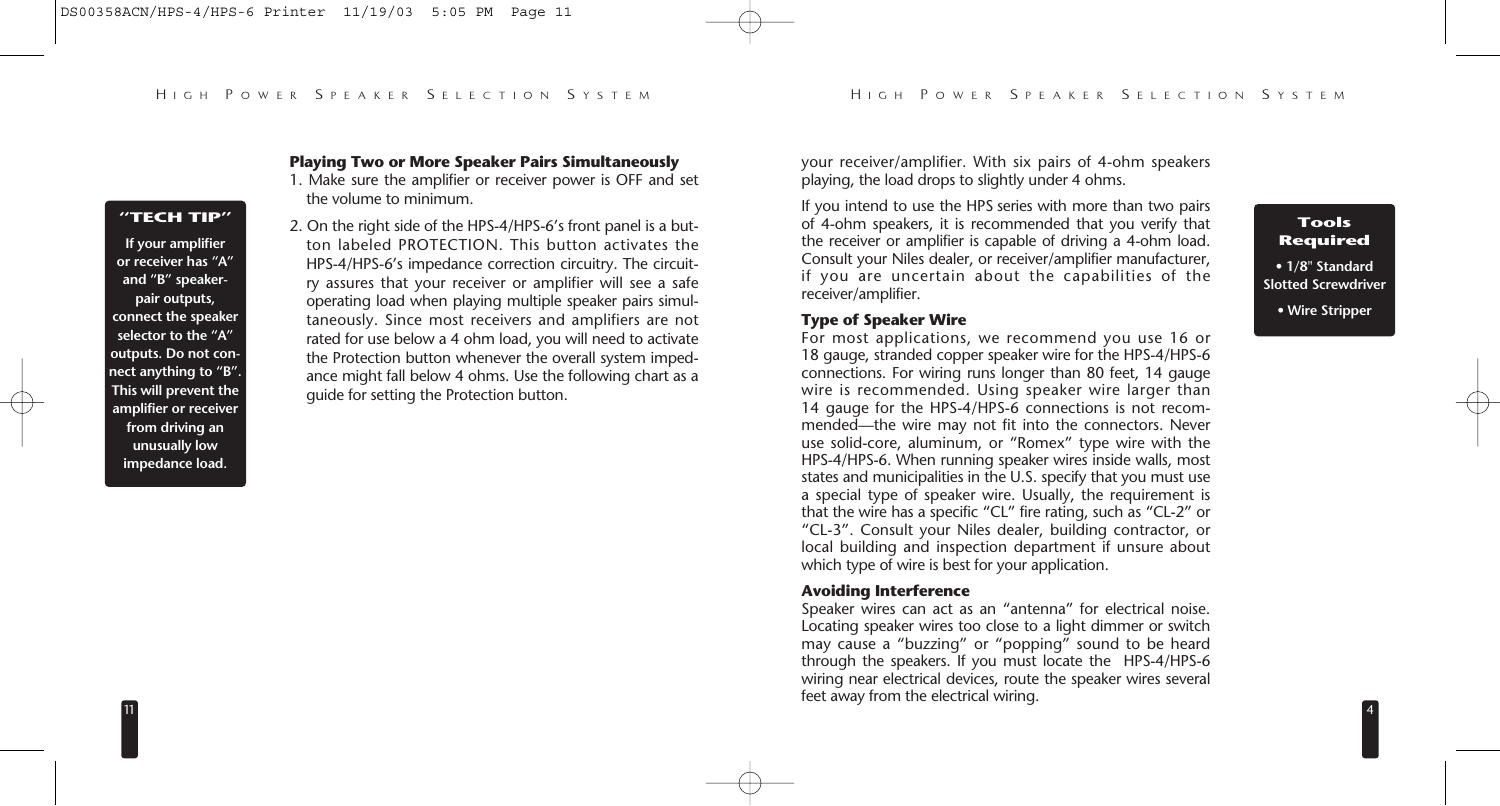> **"TECH TIP"**
>
> **If your amplifier or receiver has "A" and "B" speaker-pair outputs, connect the speaker selector to the "A" outputs. Do not connect anything to "B". This will prevent the amplifier or receiver from driving an unusually low impedance load.**

### Playing Two or More Speaker Pairs Simultaneously

1. Make sure the amplifier or receiver power is OFF and set the volume to minimum.
2. On the right side of the HPS-4/HPS-6's front panel is a button labeled PROTECTION. This button activates the HPS-4/HPS-6's impedance correction circuitry. The circuitry assures that your receiver or amplifier will see a safe operating load when playing multiple speaker pairs simultaneously. Since most receivers and amplifiers are not rated for use below a 4 ohm load, you will need to activate the Protection button whenever the overall system impedance might fall below 4 ohms. Use the following chart as a guide for setting the Protection button.

your receiver/amplifier. With six pairs of 4-ohm speakers playing, the load drops to slightly under 4 ohms.

If you intend to use the HPS series with more than two pairs of 4-ohm speakers, it is recommended that you verify that the receiver or amplifier is capable of driving a 4-ohm load. Consult your Niles dealer, or receiver/amplifier manufacturer, if you are uncertain about the capabilities of the receiver/amplifier.

> **Tools Required**
>
> - **1/8" Standard Slotted Screwdriver**
> - **Wire Stripper**

### Type of Speaker Wire

For most applications, we recommend you use 16 or 18 gauge, stranded copper speaker wire for the HPS-4/HPS-6 connections. For wiring runs longer than 80 feet, 14 gauge wire is recommended. Using speaker wire larger than 14 gauge for the HPS-4/HPS-6 connections is not recommended—the wire may not fit into the connectors. Never use solid-core, aluminum, or "Romex" type wire with the HPS-4/HPS-6. When running speaker wires inside walls, most states and municipalities in the U.S. specify that you must use a special type of speaker wire. Usually, the requirement is that the wire has a specific "CL" fire rating, such as "CL-2" or "CL-3". Consult your Niles dealer, building contractor, or local building and inspection department if unsure about which type of wire is best for your application.

### Avoiding Interference

Speaker wires can act as an "antenna" for electrical noise. Locating speaker wires too close to a light dimmer or switch may cause a "buzzing" or "popping" sound to be heard through the speakers. If you must locate the HPS-4/HPS-6 wiring near electrical devices, route the speaker wires several feet away from the electrical wiring.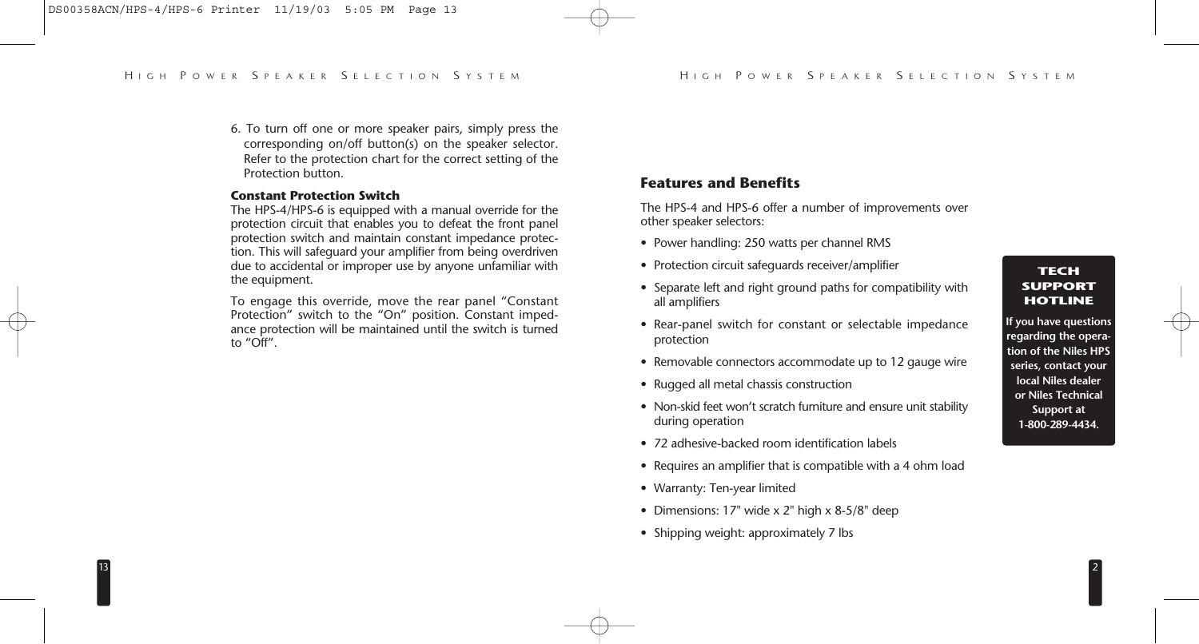6. To turn off one or more speaker pairs, simply press the corresponding on/off button(s) on the speaker selector. Refer to the protection chart for the correct setting of the Protection button.

**Constant Protection Switch**

The HPS-4/HPS-6 is equipped with a manual override for the protection circuit that enables you to defeat the front panel protection switch and maintain constant impedance protection. This will safeguard your amplifier from being overdriven due to accidental or improper use by anyone unfamiliar with the equipment.

To engage this override, move the rear panel "Constant Protection" switch to the "On" position. Constant impedance protection will be maintained until the switch is turned to "Off".

## Features and Benefits

The HPS-4 and HPS-6 offer a number of improvements over other speaker selectors:

- Power handling: 250 watts per channel RMS
- Protection circuit safeguards receiver/amplifier
- Separate left and right ground paths for compatibility with all amplifiers
- Rear-panel switch for constant or selectable impedance protection
- Removable connectors accommodate up to 12 gauge wire
- Rugged all metal chassis construction
- Non-skid feet won't scratch furniture and ensure unit stability during operation
- 72 adhesive-backed room identification labels
- Requires an amplifier that is compatible with a 4 ohm load
- Warranty: Ten-year limited
- Dimensions: 17" wide x 2" high x 8-5/8" deep
- Shipping weight: approximately 7 lbs

**TECH SUPPORT HOTLINE**

**If you have questions regarding the operation of the Niles HPS series, contact your local Niles dealer or Niles Technical Support at 1-800-289-4434.**